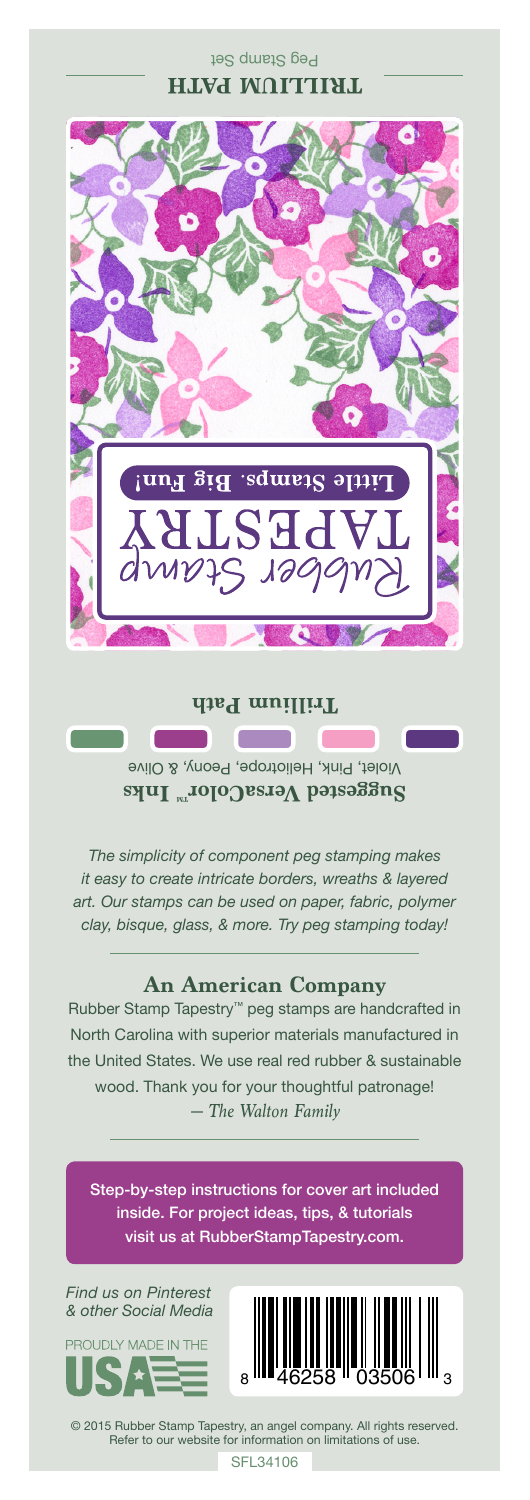Peg Stamp Set

**TRILLIUM PATH**

Rubber Stamp TAPESTRY

**Little Stamps. Big Fun!**

**Trillium Path**

**Suggested VersaColor™ Inks**

Violet, Pink, Heliotrope, Peony, & Olive

*The simplicity of component peg stamping makes it easy to create intricate borders, wreaths & layered art. Our stamps can be used on paper, fabric, polymer clay, bisque, glass, & more. Try peg stamping today!*

## An American Company

Rubber Stamp Tapestry™ peg stamps are handcrafted in North Carolina with superior materials manufactured in the United States. We use real red rubber & sustainable wood. Thank you for your thoughtful patronage!

*— The Walton Family*

Step-by-step instructions for cover art included inside. For project ideas, tips, & tutorials visit us at RubberStampTapestry.com.

*Find us on Pinterest & other Social Media*

PROUDLY MADE IN THE USA

8 46258 03506 3

© 2015 Rubber Stamp Tapestry, an angel company. All rights reserved. Refer to our website for information on limitations of use.

SFL34106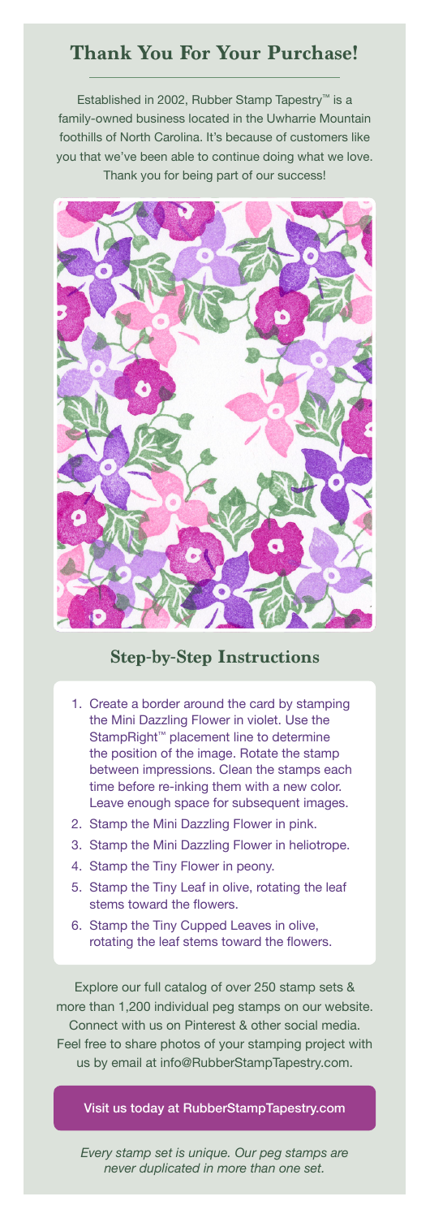## Thank You For Your Purchase!

Established in 2002, Rubber Stamp Tapestry™ is a family-owned business located in the Uwharrie Mountain foothills of North Carolina. It's because of customers like you that we've been able to continue doing what we love. Thank you for being part of our success!

### Step-by-Step Instructions

1. Create a border around the card by stamping the Mini Dazzling Flower in violet. Use the StampRight™ placement line to determine the position of the image. Rotate the stamp between impressions. Clean the stamps each time before re-inking them with a new color. Leave enough space for subsequent images.
2. Stamp the Mini Dazzling Flower in pink.
3. Stamp the Mini Dazzling Flower in heliotrope.
4. Stamp the Tiny Flower in peony.
5. Stamp the Tiny Leaf in olive, rotating the leaf stems toward the flowers.
6. Stamp the Tiny Cupped Leaves in olive, rotating the leaf stems toward the flowers.

Explore our full catalog of over 250 stamp sets & more than 1,200 individual peg stamps on our website. Connect with us on Pinterest & other social media. Feel free to share photos of your stamping project with us by email at info@RubberStampTapestry.com.

Visit us today at RubberStampTapestry.com

*Every stamp set is unique. Our peg stamps are never duplicated in more than one set.*